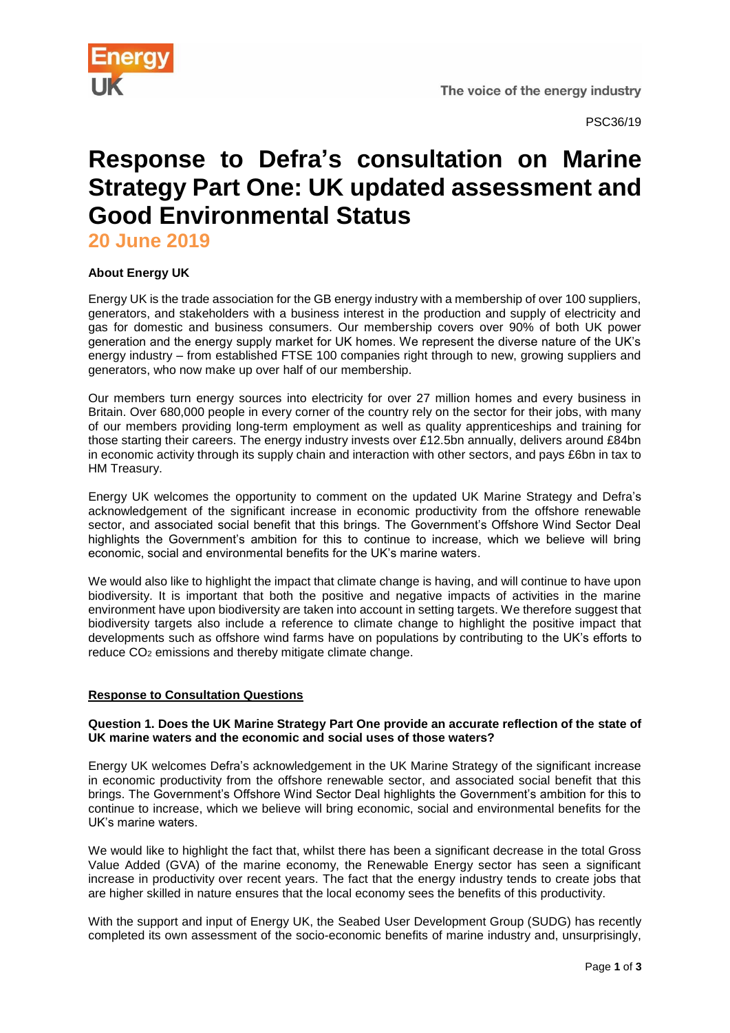PSC36/19

# Response to Defra's consultation on Marine Strategy Part One: UK updated assessment and Good Environmental Status

## 20 June 2019

**About Energy UK**

Energy UK is the trade association for the GB energy industry with a membership of over 100 suppliers, generators, and stakeholders with a business interest in the production and supply of electricity and gas for domestic and business consumers. Our membership covers over 90% of both UK power generation and the energy supply market for UK homes. We represent the diverse nature of the UK's energy industry – from established FTSE 100 companies right through to new, growing suppliers and generators, who now make up over half of our membership.

Our members turn energy sources into electricity for over 27 million homes and every business in Britain. Over 680,000 people in every corner of the country rely on the sector for their jobs, with many of our members providing long-term employment as well as quality apprenticeships and training for those starting their careers. The energy industry invests over £12.5bn annually, delivers around £84bn in economic activity through its supply chain and interaction with other sectors, and pays £6bn in tax to HM Treasury.

Energy UK welcomes the opportunity to comment on the updated UK Marine Strategy and Defra's acknowledgement of the significant increase in economic productivity from the offshore renewable sector, and associated social benefit that this brings. The Government's Offshore Wind Sector Deal highlights the Government's ambition for this to continue to increase, which we believe will bring economic, social and environmental benefits for the UK's marine waters.

We would also like to highlight the impact that climate change is having, and will continue to have upon biodiversity. It is important that both the positive and negative impacts of activities in the marine environment have upon biodiversity are taken into account in setting targets. We therefore suggest that biodiversity targets also include a reference to climate change to highlight the positive impact that developments such as offshore wind farms have on populations by contributing to the UK's efforts to reduce $CO_2$ emissions and thereby mitigate climate change.

**Response to Consultation Questions**

**Question 1. Does the UK Marine Strategy Part One provide an accurate reflection of the state of UK marine waters and the economic and social uses of those waters?**

Energy UK welcomes Defra's acknowledgement in the UK Marine Strategy of the significant increase in economic productivity from the offshore renewable sector, and associated social benefit that this brings. The Government's Offshore Wind Sector Deal highlights the Government's ambition for this to continue to increase, which we believe will bring economic, social and environmental benefits for the UK's marine waters.

We would like to highlight the fact that, whilst there has been a significant decrease in the total Gross Value Added (GVA) of the marine economy, the Renewable Energy sector has seen a significant increase in productivity over recent years. The fact that the energy industry tends to create jobs that are higher skilled in nature ensures that the local economy sees the benefits of this productivity.

With the support and input of Energy UK, the Seabed User Development Group (SUDG) has recently completed its own assessment of the socio-economic benefits of marine industry and, unsurprisingly,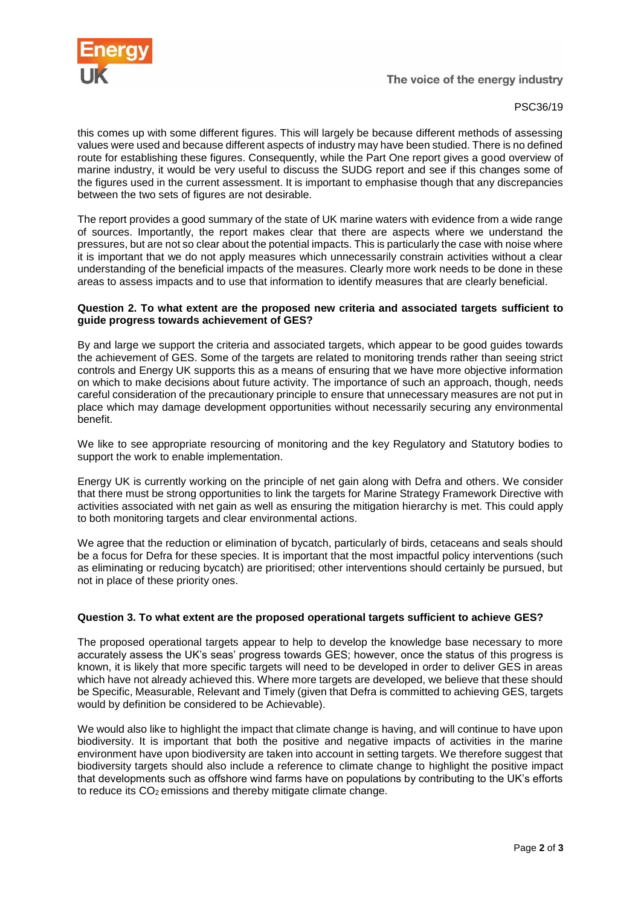this comes up with some different figures. This will largely be because different methods of assessing values were used and because different aspects of industry may have been studied. There is no defined route for establishing these figures. Consequently, while the Part One report gives a good overview of marine industry, it would be very useful to discuss the SUDG report and see if this changes some of the figures used in the current assessment. It is important to emphasise though that any discrepancies between the two sets of figures are not desirable.

The report provides a good summary of the state of UK marine waters with evidence from a wide range of sources. Importantly, the report makes clear that there are aspects where we understand the pressures, but are not so clear about the potential impacts. This is particularly the case with noise where it is important that we do not apply measures which unnecessarily constrain activities without a clear understanding of the beneficial impacts of the measures. Clearly more work needs to be done in these areas to assess impacts and to use that information to identify measures that are clearly beneficial.

**Question 2. To what extent are the proposed new criteria and associated targets sufficient to guide progress towards achievement of GES?**

By and large we support the criteria and associated targets, which appear to be good guides towards the achievement of GES. Some of the targets are related to monitoring trends rather than seeing strict controls and Energy UK supports this as a means of ensuring that we have more objective information on which to make decisions about future activity. The importance of such an approach, though, needs careful consideration of the precautionary principle to ensure that unnecessary measures are not put in place which may damage development opportunities without necessarily securing any environmental benefit.

We like to see appropriate resourcing of monitoring and the key Regulatory and Statutory bodies to support the work to enable implementation.

Energy UK is currently working on the principle of net gain along with Defra and others. We consider that there must be strong opportunities to link the targets for Marine Strategy Framework Directive with activities associated with net gain as well as ensuring the mitigation hierarchy is met. This could apply to both monitoring targets and clear environmental actions.

We agree that the reduction or elimination of bycatch, particularly of birds, cetaceans and seals should be a focus for Defra for these species. It is important that the most impactful policy interventions (such as eliminating or reducing bycatch) are prioritised; other interventions should certainly be pursued, but not in place of these priority ones.

**Question 3. To what extent are the proposed operational targets sufficient to achieve GES?**

The proposed operational targets appear to help to develop the knowledge base necessary to more accurately assess the UK's seas' progress towards GES; however, once the status of this progress is known, it is likely that more specific targets will need to be developed in order to deliver GES in areas which have not already achieved this. Where more targets are developed, we believe that these should be Specific, Measurable, Relevant and Timely (given that Defra is committed to achieving GES, targets would by definition be considered to be Achievable).

We would also like to highlight the impact that climate change is having, and will continue to have upon biodiversity. It is important that both the positive and negative impacts of activities in the marine environment have upon biodiversity are taken into account in setting targets. We therefore suggest that biodiversity targets should also include a reference to climate change to highlight the positive impact that developments such as offshore wind farms have on populations by contributing to the UK's efforts to reduce its $CO_2$ emissions and thereby mitigate climate change.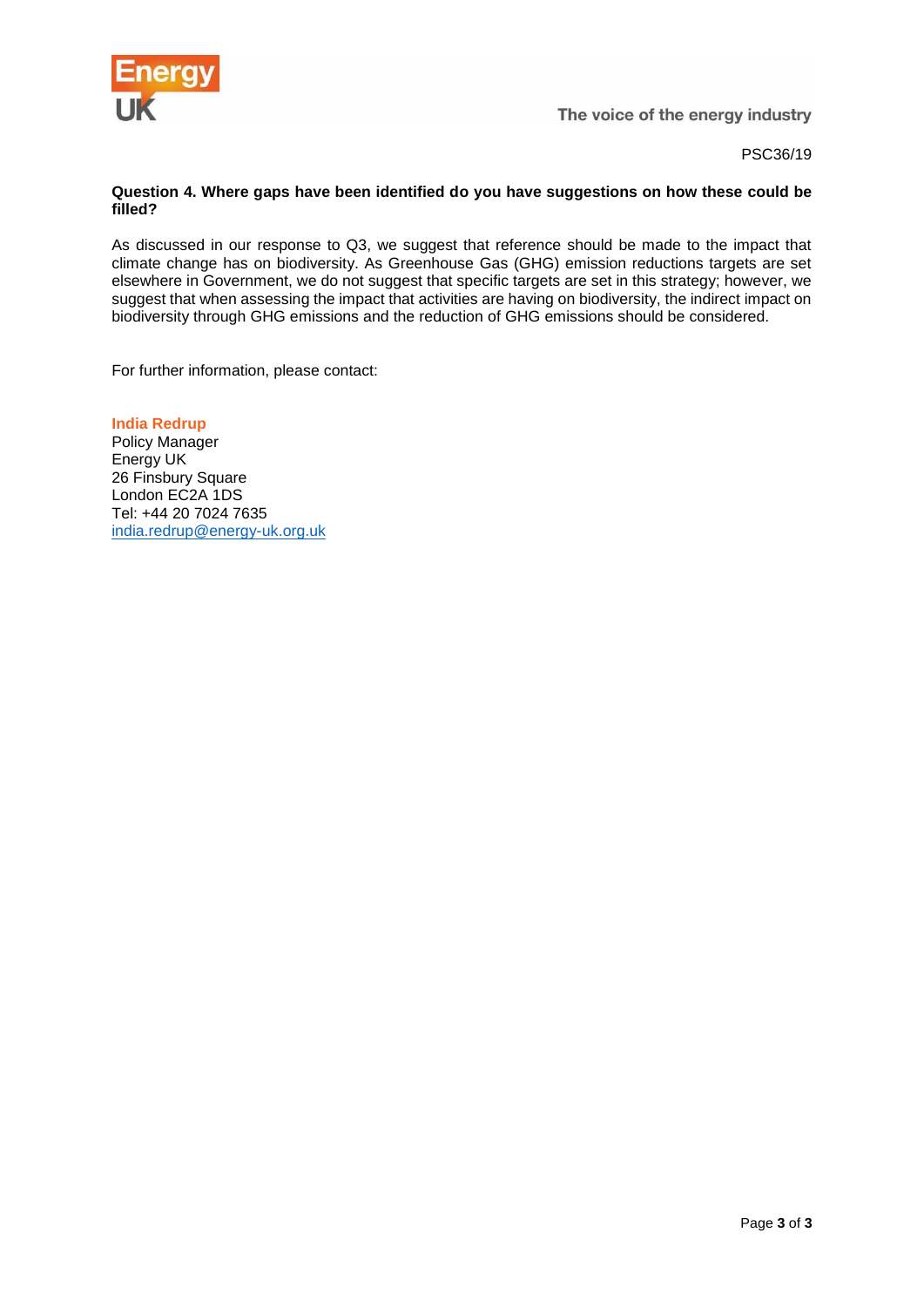**Question 4. Where gaps have been identified do you have suggestions on how these could be filled?**

As discussed in our response to Q3, we suggest that reference should be made to the impact that climate change has on biodiversity. As Greenhouse Gas (GHG) emission reductions targets are set elsewhere in Government, we do not suggest that specific targets are set in this strategy; however, we suggest that when assessing the impact that activities are having on biodiversity, the indirect impact on biodiversity through GHG emissions and the reduction of GHG emissions should be considered.

For further information, please contact:

**India Redrup**
Policy Manager
Energy UK
26 Finsbury Square
London EC2A 1DS
Tel: +44 20 7024 7635
india.redrup@energy-uk.org.uk